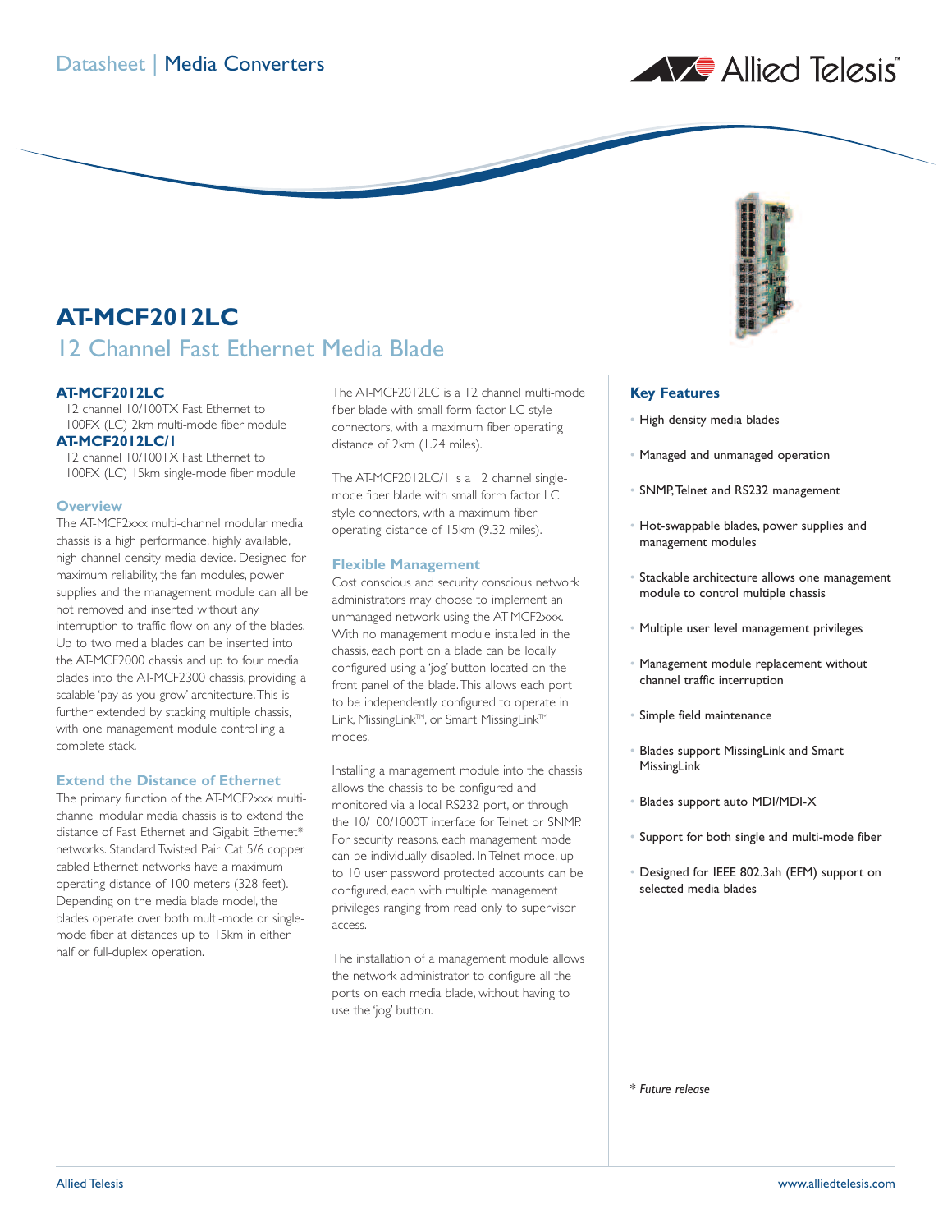Datasheet | Media Converters

# AT-MCF2012LC

## 12 Channel Fast Ethernet Media Blade

**AT-MCF2012LC**
12 channel 10/100TX Fast Ethernet to 100FX (LC) 2km multi-mode fiber module

**AT-MCF2012LC/1**
12 channel 10/100TX Fast Ethernet to 100FX (LC) 15km single-mode fiber module

### Overview

The AT-MCF2xxx multi-channel modular media chassis is a high performance, highly available, high channel density media device. Designed for maximum reliability, the fan modules, power supplies and the management module can all be hot removed and inserted without any interruption to traffic flow on any of the blades. Up to two media blades can be inserted into the AT-MCF2000 chassis and up to four media blades into the AT-MCF2300 chassis, providing a scalable 'pay-as-you-grow' architecture. This is further extended by stacking multiple chassis, with one management module controlling a complete stack.

### Extend the Distance of Ethernet

The primary function of the AT-MCF2xxx multi-channel modular media chassis is to extend the distance of Fast Ethernet and Gigabit Ethernet* networks. Standard Twisted Pair Cat 5/6 copper cabled Ethernet networks have a maximum operating distance of 100 meters (328 feet). Depending on the media blade model, the blades operate over both multi-mode or single-mode fiber at distances up to 15km in either half or full-duplex operation.

The AT-MCF2012LC is a 12 channel multi-mode fiber blade with small form factor LC style connectors, with a maximum fiber operating distance of 2km (1.24 miles).

The AT-MCF2012LC/1 is a 12 channel single-mode fiber blade with small form factor LC style connectors, with a maximum fiber operating distance of 15km (9.32 miles).

### Flexible Management

Cost conscious and security conscious network administrators may choose to implement an unmanaged network using the AT-MCF2xxx. With no management module installed in the chassis, each port on a blade can be locally configured using a 'jog' button located on the front panel of the blade. This allows each port to be independently configured to operate in Link, MissingLink™, or Smart MissingLink™ modes.

Installing a management module into the chassis allows the chassis to be configured and monitored via a local RS232 port, or through the 10/100/1000T interface for Telnet or SNMP. For security reasons, each management mode can be individually disabled. In Telnet mode, up to 10 user password protected accounts can be configured, each with multiple management privileges ranging from read only to supervisor access.

The installation of a management module allows the network administrator to configure all the ports on each media blade, without having to use the 'jog' button.

### Key Features

- High density media blades
- Managed and unmanaged operation
- SNMP, Telnet and RS232 management
- Hot-swappable blades, power supplies and management modules
- Stackable architecture allows one management module to control multiple chassis
- Multiple user level management privileges
- Management module replacement without channel traffic interruption
- Simple field maintenance
- Blades support MissingLink and Smart MissingLink
- Blades support auto MDI/MDI-X
- Support for both single and multi-mode fiber
- Designed for IEEE 802.3ah (EFM) support on selected media blades

\* *Future release*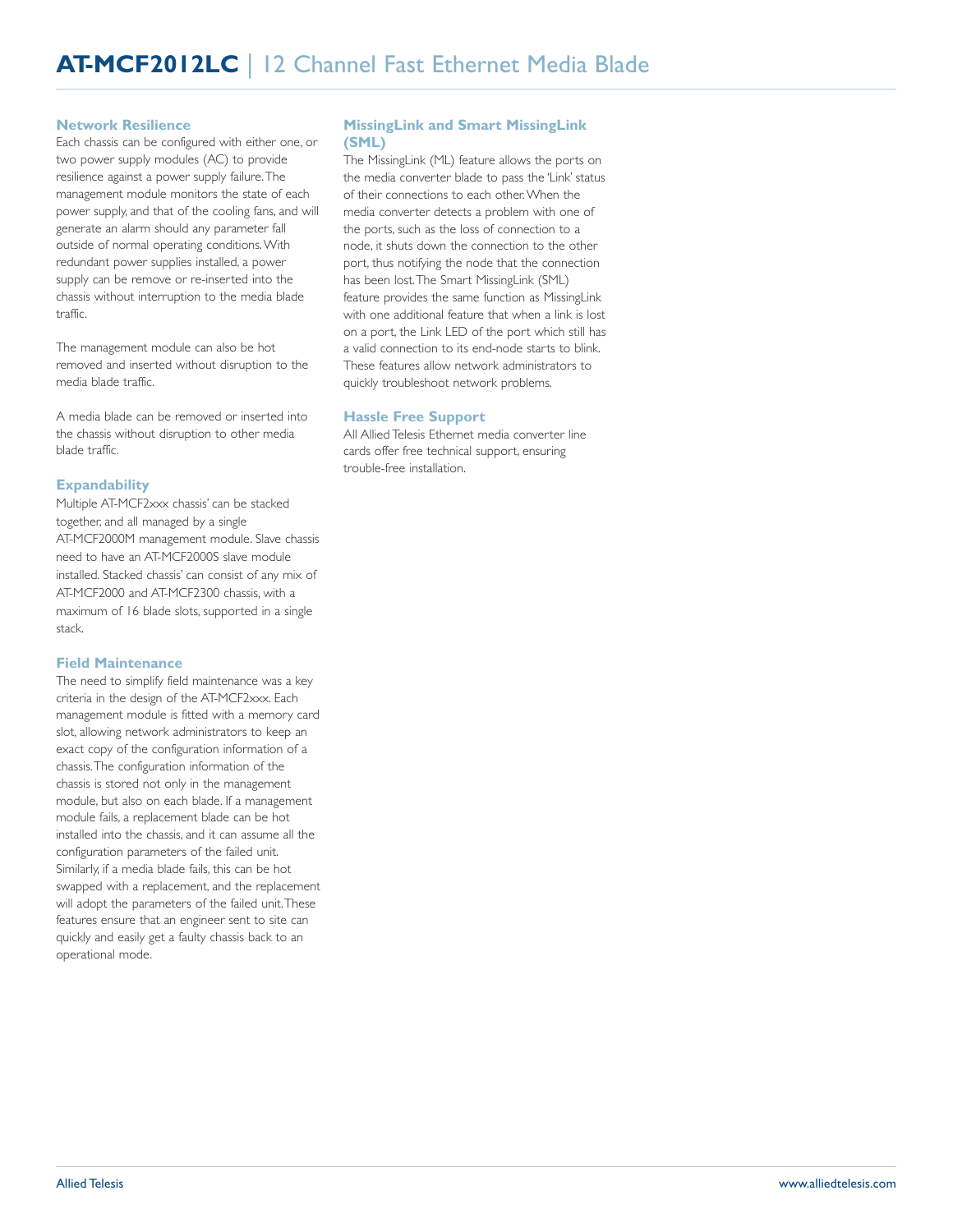## Network Resilience

Each chassis can be configured with either one, or two power supply modules (AC) to provide resilience against a power supply failure. The management module monitors the state of each power supply, and that of the cooling fans, and will generate an alarm should any parameter fall outside of normal operating conditions. With redundant power supplies installed, a power supply can be remove or re-inserted into the chassis without interruption to the media blade traffic.

The management module can also be hot removed and inserted without disruption to the media blade traffic.

A media blade can be removed or inserted into the chassis without disruption to other media blade traffic.

## Expandability

Multiple AT-MCF2xxx chassis' can be stacked together, and all managed by a single AT-MCF2000M management module. Slave chassis need to have an AT-MCF2000S slave module installed. Stacked chassis' can consist of any mix of AT-MCF2000 and AT-MCF2300 chassis, with a maximum of 16 blade slots, supported in a single stack.

## Field Maintenance

The need to simplify field maintenance was a key criteria in the design of the AT-MCF2xxx. Each management module is fitted with a memory card slot, allowing network administrators to keep an exact copy of the configuration information of a chassis. The configuration information of the chassis is stored not only in the management module, but also on each blade. If a management module fails, a replacement blade can be hot installed into the chassis, and it can assume all the configuration parameters of the failed unit. Similarly, if a media blade fails, this can be hot swapped with a replacement, and the replacement will adopt the parameters of the failed unit. These features ensure that an engineer sent to site can quickly and easily get a faulty chassis back to an operational mode.

## MissingLink and Smart MissingLink (SML)

The MissingLink (ML) feature allows the ports on the media converter blade to pass the 'Link' status of their connections to each other. When the media converter detects a problem with one of the ports, such as the loss of connection to a node, it shuts down the connection to the other port, thus notifying the node that the connection has been lost. The Smart MissingLink (SML) feature provides the same function as MissingLink with one additional feature that when a link is lost on a port, the Link LED of the port which still has a valid connection to its end-node starts to blink. These features allow network administrators to quickly troubleshoot network problems.

## Hassle Free Support

All Allied Telesis Ethernet media converter line cards offer free technical support, ensuring trouble-free installation.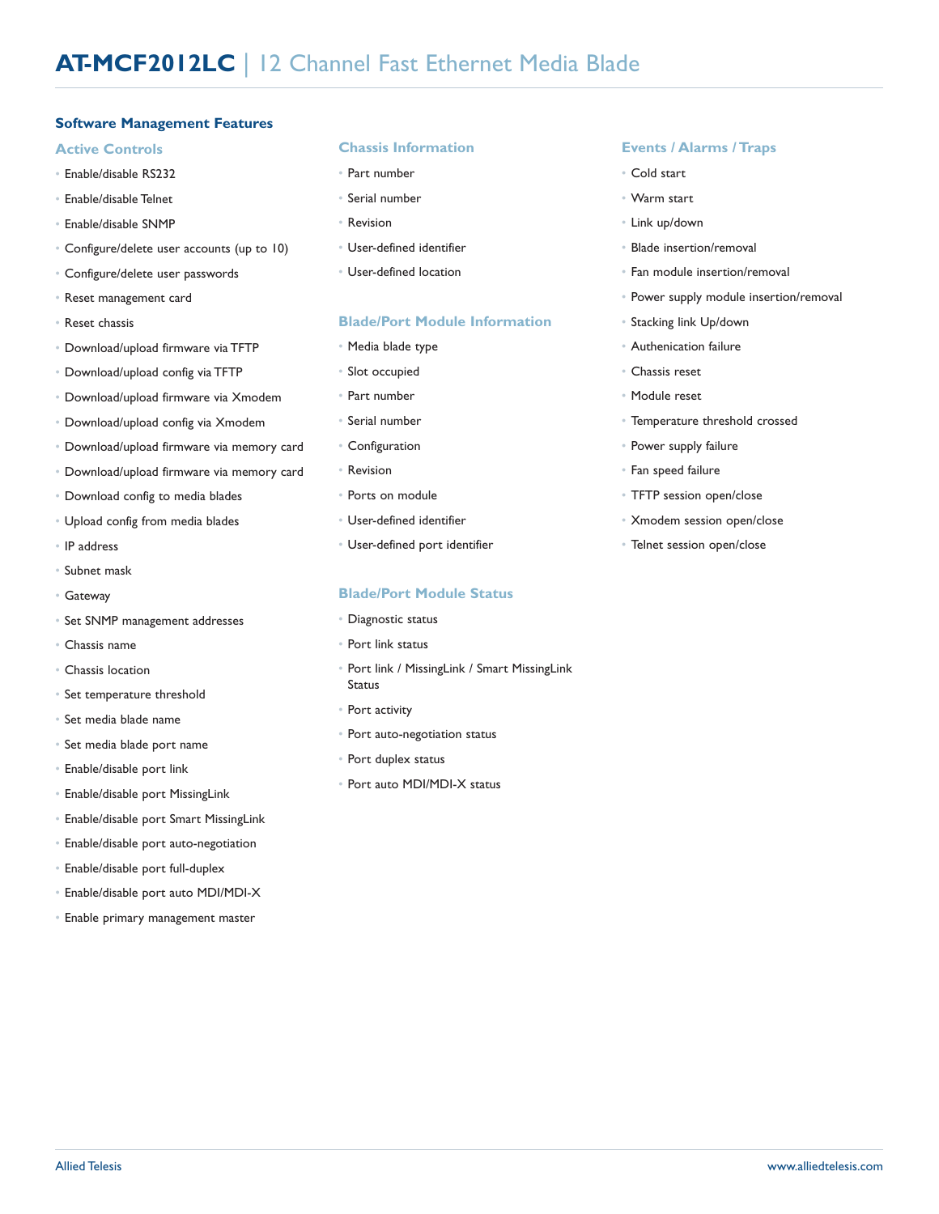# AT-MCF2012LC | 12 Channel Fast Ethernet Media Blade

## Software Management Features

### Active Controls

- Enable/disable RS232
- Enable/disable Telnet
- Enable/disable SNMP
- Configure/delete user accounts (up to 10)
- Configure/delete user passwords
- Reset management card
- Reset chassis
- Download/upload firmware via TFTP
- Download/upload config via TFTP
- Download/upload firmware via Xmodem
- Download/upload config via Xmodem
- Download/upload firmware via memory card
- Download/upload firmware via memory card
- Download config to media blades
- Upload config from media blades
- IP address
- Subnet mask
- Gateway
- Set SNMP management addresses
- Chassis name
- Chassis location
- Set temperature threshold
- Set media blade name
- Set media blade port name
- Enable/disable port link
- Enable/disable port MissingLink
- Enable/disable port Smart MissingLink
- Enable/disable port auto-negotiation
- Enable/disable port full-duplex
- Enable/disable port auto MDI/MDI-X
- Enable primary management master

### Chassis Information

- Part number
- Serial number
- Revision
- User-defined identifier
- User-defined location

### Blade/Port Module Information

- Media blade type
- Slot occupied
- Part number
- Serial number
- Configuration
- Revision
- Ports on module
- User-defined identifier
- User-defined port identifier

### Blade/Port Module Status

- Diagnostic status
- Port link status
- Port link / MissingLink / Smart MissingLink Status
- Port activity
- Port auto-negotiation status
- Port duplex status
- Port auto MDI/MDI-X status

### Events / Alarms / Traps

- Cold start
- Warm start
- Link up/down
- Blade insertion/removal
- Fan module insertion/removal
- Power supply module insertion/removal
- Stacking link Up/down
- Authenication failure
- Chassis reset
- Module reset
- Temperature threshold crossed
- Power supply failure
- Fan speed failure
- TFTP session open/close
- Xmodem session open/close
- Telnet session open/close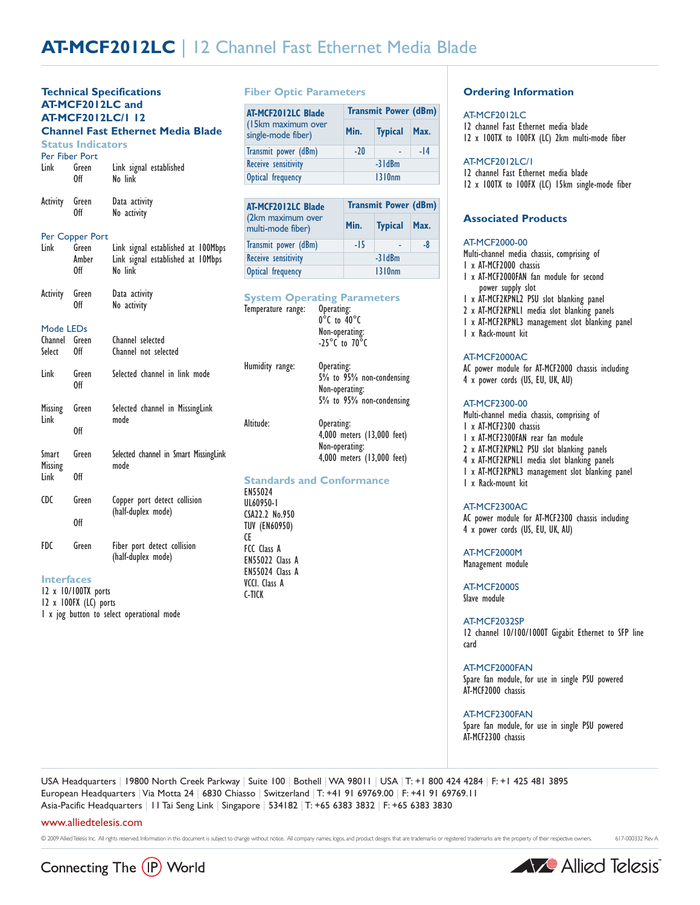# AT-MCF2012LC | 12 Channel Fast Ethernet Media Blade

## Technical Specifications AT-MCF2012LC and AT-MCF2012LC/1 12 Channel Fast Ethernet Media Blade

### Status Indicators

**Per Fiber Port**

| | | |
|---|---|---|
| Link | Green | Link signal established |
| | Off | No link |
| Activity | Green | Data activity |
| | Off | No activity |

**Per Copper Port**

| | | |
|---|---|---|
| Link | Green | Link signal established at 100Mbps |
| | Amber | Link signal established at 10Mbps |
| | Off | No link |
| Activity | Green | Data activity |
| | Off | No activity |

**Mode LEDs**

| | | |
|---|---|---|
| Channel Select | Green | Channel selected |
| | Off | Channel not selected |
| Link | Green | Selected channel in link mode |
| | Off | |
| Missing Link | Green | Selected channel in MissingLink mode |
| | Off | |
| Smart Missing Link | Green | Selected channel in Smart MissingLink mode |
| | Off | |
| CDC | Green | Copper port detect collision (half-duplex mode) |
| | Off | |
| FDC | Green | Fiber port detect collision (half-duplex mode) |

### Interfaces

12 x 10/100TX ports
12 x 100FX (LC) ports
1 x jog button to select operational mode

### Fiber Optic Parameters

| AT-MCF2012LC Blade (15km maximum over single-mode fiber) | Transmit Power (dBm) | | |
|---|---|---|---|
| | Min. | Typical | Max. |
| Transmit power (dBm) | -20 | - | -14 |
| Receive sensitivity | -31dBm | | |
| Optical frequency | 1310nm | | |

| AT-MCF2012LC Blade (2km maximum over multi-mode fiber) | Transmit Power (dBm) | | |
|---|---|---|---|
| | Min. | Typical | Max. |
| Transmit power (dBm) | -15 | - | -8 |
| Receive sensitivity | -31dBm | | |
| Optical frequency | 1310nm | | |

### System Operating Parameters

| | |
|---|---|
| Temperature range: | Operating: 0°C to 40°C<br>Non-operating: -25°C to 70°C |
| Humidity range: | Operating: 5% to 95% non-condensing<br>Non-operating: 5% to 95% non-condensing |
| Altitude: | Operating: 4,000 meters (13,000 feet)<br>Non-operating: 4,000 meters (13,000 feet) |

### Standards and Conformance

EN55024
UL60950-1
CSA22.2 No.950
TUV (EN60950)
CE
FCC Class A
EN55022 Class A
EN55024 Class A
VCCI. Class A
C-TICK

## Ordering Information

**AT-MCF2012LC**
12 channel Fast Ethernet media blade
12 x 100TX to 100FX (LC) 2km multi-mode fiber

**AT-MCF2012LC/1**
12 channel Fast Ethernet media blade
12 x 100TX to 100FX (LC) 15km single-mode fiber

## Associated Products

**AT-MCF2000-00**
Multi-channel media chassis, comprising of
1 x AT-MCF2000 chassis
1 x AT-MCF2000FAN fan module for second power supply slot
1 x AT-MCF2KPNL2 PSU slot blanking panel
2 x AT-MCF2KPNL1 media slot blanking panels
1 x AT-MCF2KPNL3 management slot blanking panel
1 x Rack-mount kit

**AT-MCF2000AC**
AC power module for AT-MCF2000 chassis including 4 x power cords (US, EU, UK, AU)

**AT-MCF2300-00**
Multi-channel media chassis, comprising of
1 x AT-MCF2300 chassis
1 x AT-MCF2300FAN rear fan module
2 x AT-MCF2KPNL2 PSU slot blanking panels
4 x AT-MCF2KPNL1 media slot blanking panels
1 x AT-MCF2KPNL3 management slot blanking panel
1 x Rack-mount kit

**AT-MCF2300AC**
AC power module for AT-MCF2300 chassis including 4 x power cords (US, EU, UK, AU)

**AT-MCF2000M**
Management module

**AT-MCF2000S**
Slave module

**AT-MCF2032SP**
12 channel 10/100/1000T Gigabit Ethernet to SFP line card

**AT-MCF2000FAN**
Spare fan module, for use in single PSU powered AT-MCF2000 chassis

**AT-MCF2300FAN**
Spare fan module, for use in single PSU powered AT-MCF2300 chassis

USA Headquarters | 19800 North Creek Parkway | Suite 100 | Bothell | WA 98011 | USA | T: +1 800 424 4284 | F: +1 425 481 3895
European Headquarters | Via Motta 24 | 6830 Chiasso | Switzerland | T: +41 91 69769.00 | F: +41 91 69769.11
Asia-Pacific Headquarters | 11 Tai Seng Link | Singapore | 534182 | T: +65 6383 3832 | F: +65 6383 3830

www.alliedtelesis.com

© 2009 Allied Telesis Inc. All rights reserved. Information in this document is subject to change without notice. All company names, logos, and product designs that are trademarks or registered trademarks are the property of their respective owners. 617-000332 Rev A

Connecting The IP World

Allied Telesis